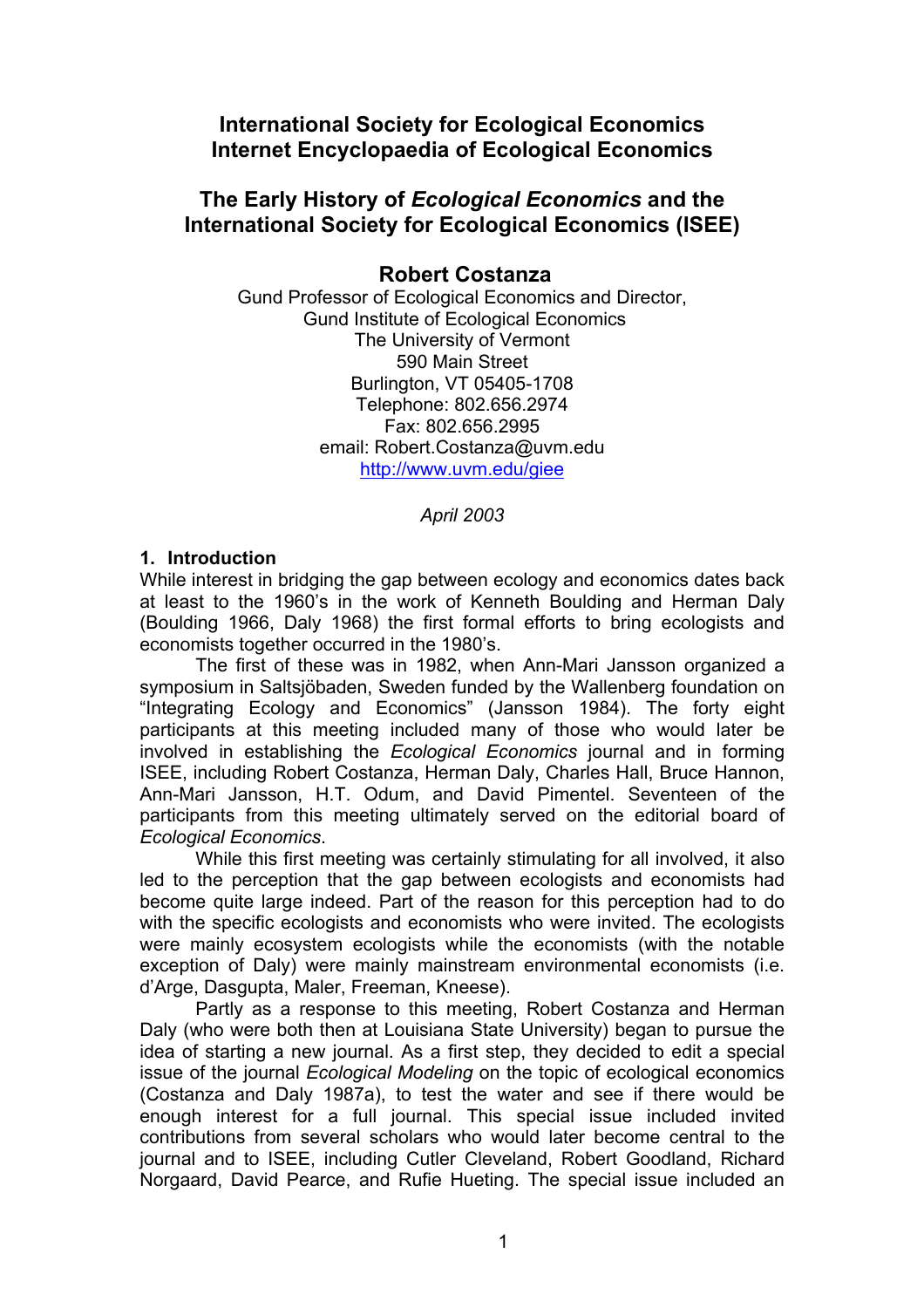# International Society for Ecological Economics
# Internet Encyclopaedia of Ecological Economics

## The Early History of *Ecological Economics* and the International Society for Ecological Economics (ISEE)

### Robert Costanza

Gund Professor of Ecological Economics and Director,
Gund Institute of Ecological Economics
The University of Vermont
590 Main Street
Burlington, VT 05405-1708
Telephone: 802.656.2974
Fax: 802.656.2995
email: Robert.Costanza@uvm.edu
http://www.uvm.edu/giee

*April 2003*

### 1. Introduction

While interest in bridging the gap between ecology and economics dates back at least to the 1960's in the work of Kenneth Boulding and Herman Daly (Boulding 1966, Daly 1968) the first formal efforts to bring ecologists and economists together occurred in the 1980's.

The first of these was in 1982, when Ann-Mari Jansson organized a symposium in Saltsjöbaden, Sweden funded by the Wallenberg foundation on "Integrating Ecology and Economics" (Jansson 1984). The forty eight participants at this meeting included many of those who would later be involved in establishing the *Ecological Economics* journal and in forming ISEE, including Robert Costanza, Herman Daly, Charles Hall, Bruce Hannon, Ann-Mari Jansson, H.T. Odum, and David Pimentel. Seventeen of the participants from this meeting ultimately served on the editorial board of *Ecological Economics*.

While this first meeting was certainly stimulating for all involved, it also led to the perception that the gap between ecologists and economists had become quite large indeed. Part of the reason for this perception had to do with the specific ecologists and economists who were invited. The ecologists were mainly ecosystem ecologists while the economists (with the notable exception of Daly) were mainly mainstream environmental economists (i.e. d'Arge, Dasgupta, Maler, Freeman, Kneese).

Partly as a response to this meeting, Robert Costanza and Herman Daly (who were both then at Louisiana State University) began to pursue the idea of starting a new journal. As a first step, they decided to edit a special issue of the journal *Ecological Modeling* on the topic of ecological economics (Costanza and Daly 1987a), to test the water and see if there would be enough interest for a full journal. This special issue included invited contributions from several scholars who would later become central to the journal and to ISEE, including Cutler Cleveland, Robert Goodland, Richard Norgaard, David Pearce, and Rufie Hueting. The special issue included an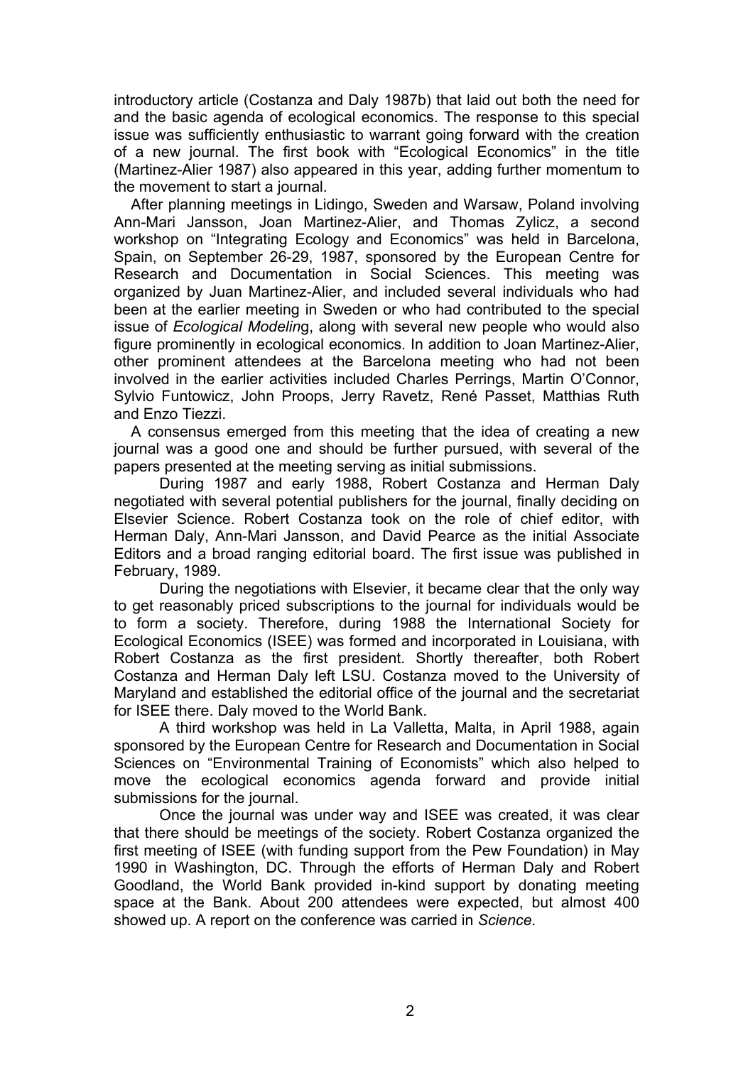introductory article (Costanza and Daly 1987b) that laid out both the need for and the basic agenda of ecological economics. The response to this special issue was sufficiently enthusiastic to warrant going forward with the creation of a new journal. The first book with "Ecological Economics" in the title (Martinez-Alier 1987) also appeared in this year, adding further momentum to the movement to start a journal.

After planning meetings in Lidingo, Sweden and Warsaw, Poland involving Ann-Mari Jansson, Joan Martinez-Alier, and Thomas Zylicz, a second workshop on "Integrating Ecology and Economics" was held in Barcelona, Spain, on September 26-29, 1987, sponsored by the European Centre for Research and Documentation in Social Sciences. This meeting was organized by Juan Martinez-Alier, and included several individuals who had been at the earlier meeting in Sweden or who had contributed to the special issue of *Ecological Modeling*, along with several new people who would also figure prominently in ecological economics. In addition to Joan Martinez-Alier, other prominent attendees at the Barcelona meeting who had not been involved in the earlier activities included Charles Perrings, Martin O'Connor, Sylvio Funtowicz, John Proops, Jerry Ravetz, René Passet, Matthias Ruth and Enzo Tiezzi.

A consensus emerged from this meeting that the idea of creating a new journal was a good one and should be further pursued, with several of the papers presented at the meeting serving as initial submissions.

During 1987 and early 1988, Robert Costanza and Herman Daly negotiated with several potential publishers for the journal, finally deciding on Elsevier Science. Robert Costanza took on the role of chief editor, with Herman Daly, Ann-Mari Jansson, and David Pearce as the initial Associate Editors and a broad ranging editorial board. The first issue was published in February, 1989.

During the negotiations with Elsevier, it became clear that the only way to get reasonably priced subscriptions to the journal for individuals would be to form a society. Therefore, during 1988 the International Society for Ecological Economics (ISEE) was formed and incorporated in Louisiana, with Robert Costanza as the first president. Shortly thereafter, both Robert Costanza and Herman Daly left LSU. Costanza moved to the University of Maryland and established the editorial office of the journal and the secretariat for ISEE there. Daly moved to the World Bank.

A third workshop was held in La Valletta, Malta, in April 1988, again sponsored by the European Centre for Research and Documentation in Social Sciences on "Environmental Training of Economists" which also helped to move the ecological economics agenda forward and provide initial submissions for the journal.

Once the journal was under way and ISEE was created, it was clear that there should be meetings of the society. Robert Costanza organized the first meeting of ISEE (with funding support from the Pew Foundation) in May 1990 in Washington, DC. Through the efforts of Herman Daly and Robert Goodland, the World Bank provided in-kind support by donating meeting space at the Bank. About 200 attendees were expected, but almost 400 showed up. A report on the conference was carried in *Science*.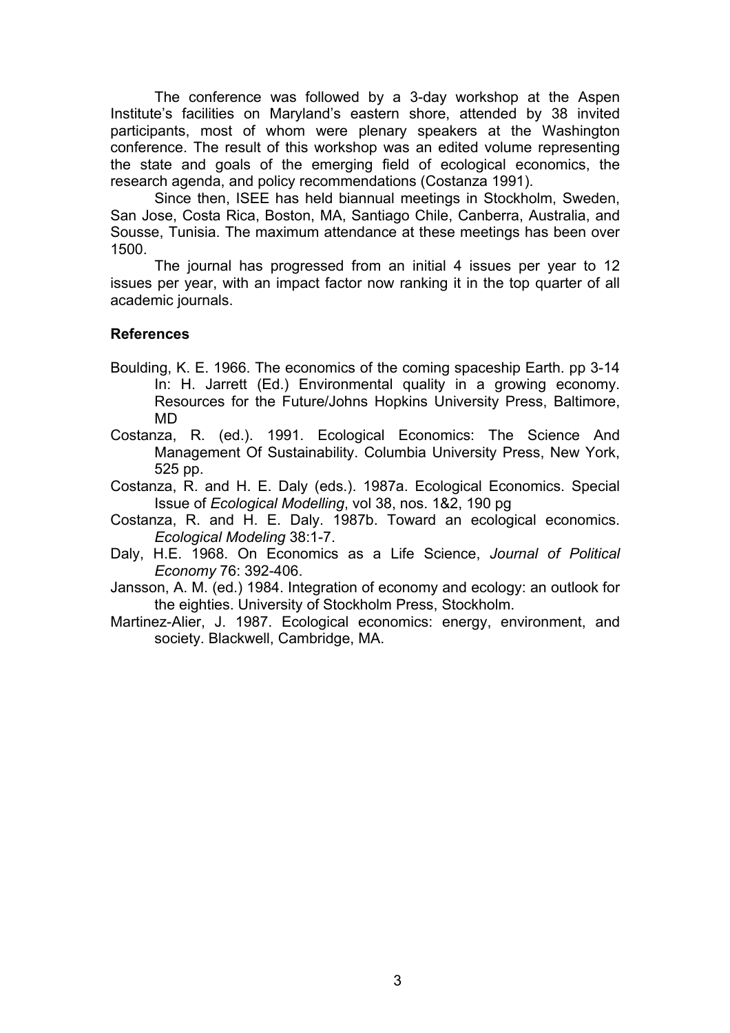The conference was followed by a 3-day workshop at the Aspen Institute's facilities on Maryland's eastern shore, attended by 38 invited participants, most of whom were plenary speakers at the Washington conference. The result of this workshop was an edited volume representing the state and goals of the emerging field of ecological economics, the research agenda, and policy recommendations (Costanza 1991).

Since then, ISEE has held biannual meetings in Stockholm, Sweden, San Jose, Costa Rica, Boston, MA, Santiago Chile, Canberra, Australia, and Sousse, Tunisia. The maximum attendance at these meetings has been over 1500.

The journal has progressed from an initial 4 issues per year to 12 issues per year, with an impact factor now ranking it in the top quarter of all academic journals.

### References

Boulding, K. E. 1966. The economics of the coming spaceship Earth. pp 3-14 In: H. Jarrett (Ed.) Environmental quality in a growing economy. Resources for the Future/Johns Hopkins University Press, Baltimore, MD

Costanza, R. (ed.). 1991. Ecological Economics: The Science And Management Of Sustainability. Columbia University Press, New York, 525 pp.

Costanza, R. and H. E. Daly (eds.). 1987a. Ecological Economics. Special Issue of *Ecological Modelling*, vol 38, nos. 1&2, 190 pg

Costanza, R. and H. E. Daly. 1987b. Toward an ecological economics. *Ecological Modeling* 38:1-7.

Daly, H.E. 1968. On Economics as a Life Science, *Journal of Political Economy* 76: 392-406.

Jansson, A. M. (ed.) 1984. Integration of economy and ecology: an outlook for the eighties. University of Stockholm Press, Stockholm.

Martinez-Alier, J. 1987. Ecological economics: energy, environment, and society. Blackwell, Cambridge, MA.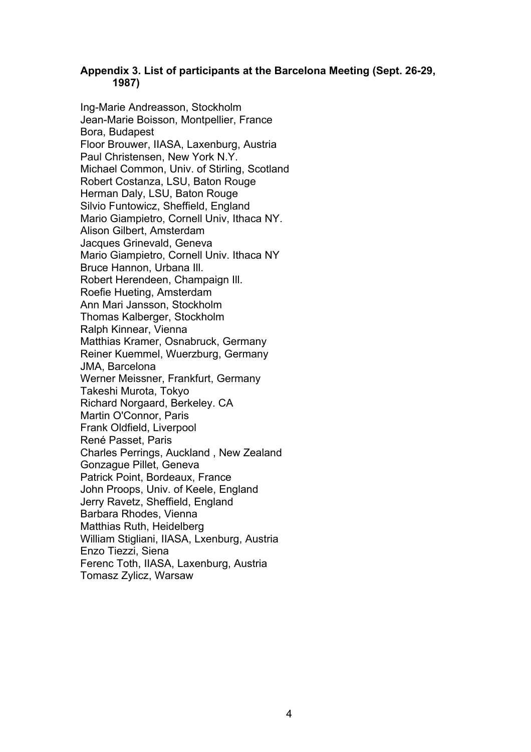### Appendix 3. List of participants at the Barcelona Meeting (Sept. 26-29, 1987)

Ing-Marie Andreasson, Stockholm
Jean-Marie Boisson, Montpellier, France
Bora, Budapest
Floor Brouwer, IIASA, Laxenburg, Austria
Paul Christensen, New York N.Y.
Michael Common, Univ. of Stirling, Scotland
Robert Costanza, LSU, Baton Rouge
Herman Daly, LSU, Baton Rouge
Silvio Funtowicz, Sheffield, England
Mario Giampietro, Cornell Univ, Ithaca NY.
Alison Gilbert, Amsterdam
Jacques Grinevald, Geneva
Mario Giampietro, Cornell Univ. Ithaca NY
Bruce Hannon, Urbana Ill.
Robert Herendeen, Champaign Ill.
Roefie Hueting, Amsterdam
Ann Mari Jansson, Stockholm
Thomas Kalberger, Stockholm
Ralph Kinnear, Vienna
Matthias Kramer, Osnabruck, Germany
Reiner Kuemmel, Wuerzburg, Germany
JMA, Barcelona
Werner Meissner, Frankfurt, Germany
Takeshi Murota, Tokyo
Richard Norgaard, Berkeley. CA
Martin O'Connor, Paris
Frank Oldfield, Liverpool
René Passet, Paris
Charles Perrings, Auckland , New Zealand
Gonzague Pillet, Geneva
Patrick Point, Bordeaux, France
John Proops, Univ. of Keele, England
Jerry Ravetz, Sheffield, England
Barbara Rhodes, Vienna
Matthias Ruth, Heidelberg
William Stigliani, IIASA, Lxenburg, Austria
Enzo Tiezzi, Siena
Ferenc Toth, IIASA, Laxenburg, Austria
Tomasz Zylicz, Warsaw